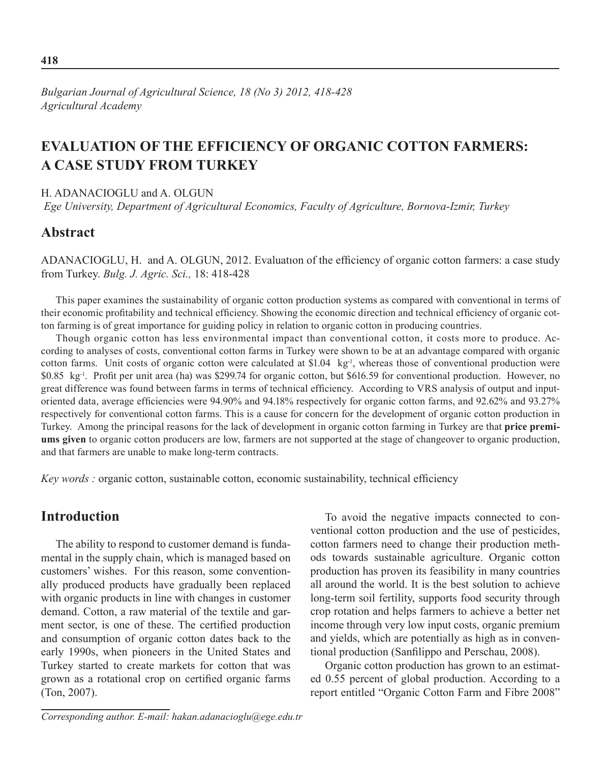# EVALUATION OF THE EFFICIENCY OF ORGANIC COTTON FARMERS: A CASE STUDY FROM TURKEY

H. ADANACIOGLU and A. OLGUN

*Ege University, Department of Agricultural Economics, Faculty of Agriculture, Bornova-Izmir, Turkey*

## Abstract

ADANACIOGLU, H. and A. OLGUN, 2012. Evaluatıon of the efficiency of organic cotton farmers: a case study from Turkey. *Bulg. J. Agric. Sci.,* 18: 418-428

This paper examines the sustainability of organic cotton production systems as compared with conventional in terms of their economic profitability and technical efficiency. Showing the economic direction and technical efficiency of organic cotton farming is of great importance for guiding policy in relation to organic cotton in producing countries.

Though organic cotton has less environmental impact than conventional cotton, it costs more to produce. According to analyses of costs, conventional cotton farms in Turkey were shown to be at an advantage compared with organic cotton farms. Unit costs of organic cotton were calculated at \$1.04 $kg^{-1}$, whereas those of conventional production were \$0.85 $kg^{-1}$. Profit per unit area (ha) was \$299.74 for organic cotton, but \$616.59 for conventional production. However, no great difference was found between farms in terms of technical efficiency. According to VRS analysis of output and input-oriented data, average efficiencies were 94.90% and 94.18% respectively for organic cotton farms, and 92.62% and 93.27% respectively for conventional cotton farms. This is a cause for concern for the development of organic cotton production in Turkey. Among the principal reasons for the lack of development in organic cotton farming in Turkey are that **price premiums given** to organic cotton producers are low, farmers are not supported at the stage of changeover to organic production, and that farmers are unable to make long-term contracts.

*Key words :* organic cotton, sustainable cotton, economic sustainability, technical efficiency

## Introduction

The ability to respond to customer demand is fundamental in the supply chain, which is managed based on customers' wishes. For this reason, some conventionally produced products have gradually been replaced with organic products in line with changes in customer demand. Cotton, a raw material of the textile and garment sector, is one of these. The certified production and consumption of organic cotton dates back to the early 1990s, when pioneers in the United States and Turkey started to create markets for cotton that was grown as a rotational crop on certified organic farms (Ton, 2007).

To avoid the negative impacts connected to conventional cotton production and the use of pesticides, cotton farmers need to change their production methods towards sustainable agriculture. Organic cotton production has proven its feasibility in many countries all around the world. It is the best solution to achieve long-term soil fertility, supports food security through crop rotation and helps farmers to achieve a better net income through very low input costs, organic premium and yields, which are potentially as high as in conventional production (Sanfilippo and Perschau, 2008).

Organic cotton production has grown to an estimated 0.55 percent of global production. According to a report entitled "Organic Cotton Farm and Fibre 2008"

*Corresponding author. E-mail: hakan.adanacioglu@ege.edu.tr*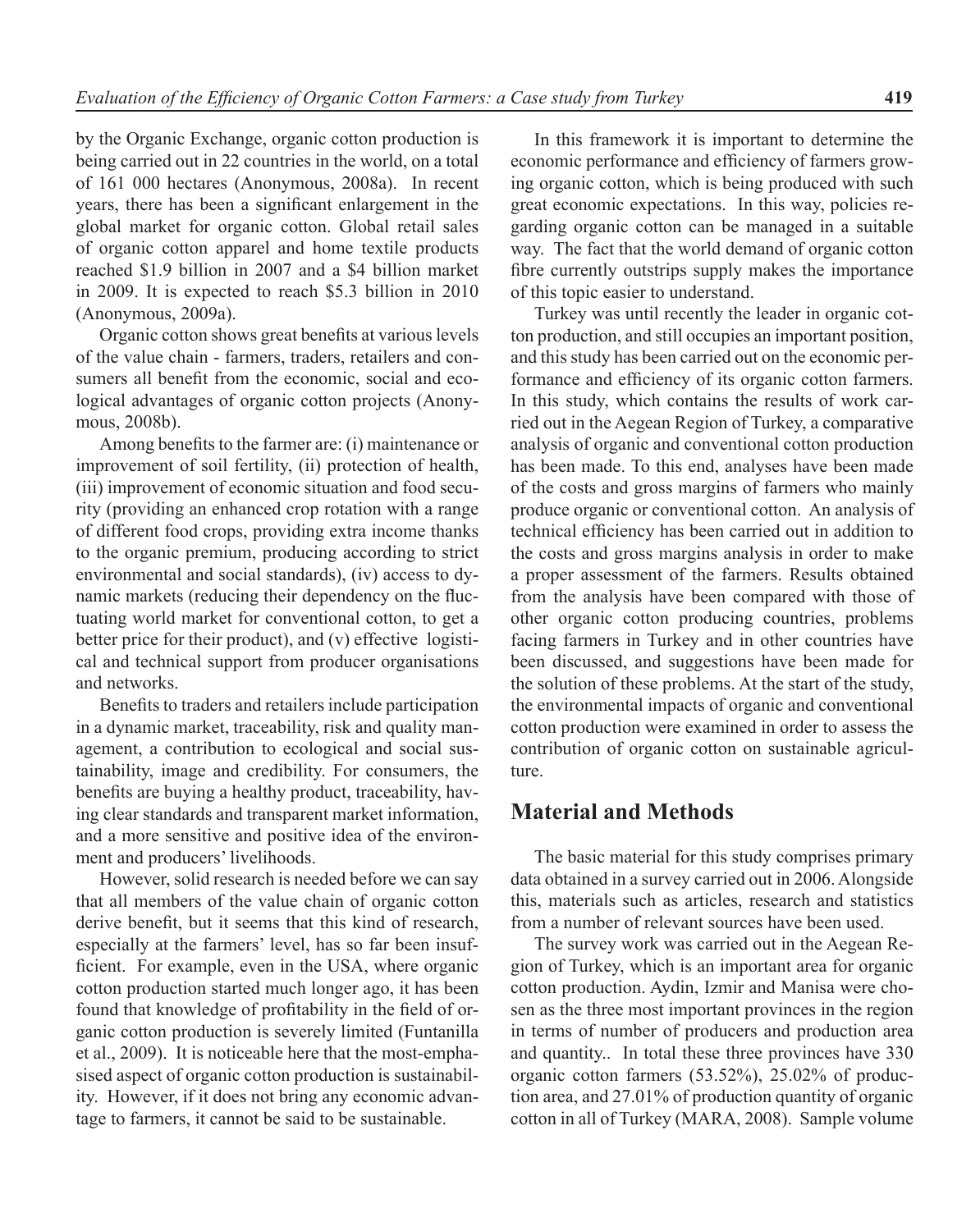by the Organic Exchange, organic cotton production is being carried out in 22 countries in the world, on a total of 161 000 hectares (Anonymous, 2008a). In recent years, there has been a significant enlargement in the global market for organic cotton. Global retail sales of organic cotton apparel and home textile products reached $1.9 billion in 2007 and a $4 billion market in 2009. It is expected to reach $5.3 billion in 2010 (Anonymous, 2009a).

Organic cotton shows great benefits at various levels of the value chain - farmers, traders, retailers and consumers all benefit from the economic, social and ecological advantages of organic cotton projects (Anonymous, 2008b).

Among benefits to the farmer are: (i) maintenance or improvement of soil fertility, (ii) protection of health, (iii) improvement of economic situation and food security (providing an enhanced crop rotation with a range of different food crops, providing extra income thanks to the organic premium, producing according to strict environmental and social standards), (iv) access to dynamic markets (reducing their dependency on the fluctuating world market for conventional cotton, to get a better price for their product), and (v) effective logistical and technical support from producer organisations and networks.

Benefits to traders and retailers include participation in a dynamic market, traceability, risk and quality management, a contribution to ecological and social sustainability, image and credibility. For consumers, the benefits are buying a healthy product, traceability, having clear standards and transparent market information, and a more sensitive and positive idea of the environment and producers' livelihoods.

However, solid research is needed before we can say that all members of the value chain of organic cotton derive benefit, but it seems that this kind of research, especially at the farmers' level, has so far been insufficient. For example, even in the USA, where organic cotton production started much longer ago, it has been found that knowledge of profitability in the field of organic cotton production is severely limited (Funtanilla et al., 2009). It is noticeable here that the most-emphasised aspect of organic cotton production is sustainability. However, if it does not bring any economic advantage to farmers, it cannot be said to be sustainable.

In this framework it is important to determine the economic performance and efficiency of farmers growing organic cotton, which is being produced with such great economic expectations. In this way, policies regarding organic cotton can be managed in a suitable way. The fact that the world demand of organic cotton fibre currently outstrips supply makes the importance of this topic easier to understand.

Turkey was until recently the leader in organic cotton production, and still occupies an important position, and this study has been carried out on the economic performance and efficiency of its organic cotton farmers. In this study, which contains the results of work carried out in the Aegean Region of Turkey, a comparative analysis of organic and conventional cotton production has been made. To this end, analyses have been made of the costs and gross margins of farmers who mainly produce organic or conventional cotton. An analysis of technical efficiency has been carried out in addition to the costs and gross margins analysis in order to make a proper assessment of the farmers. Results obtained from the analysis have been compared with those of other organic cotton producing countries, problems facing farmers in Turkey and in other countries have been discussed, and suggestions have been made for the solution of these problems. At the start of the study, the environmental impacts of organic and conventional cotton production were examined in order to assess the contribution of organic cotton on sustainable agriculture.

## Material and Methods

The basic material for this study comprises primary data obtained in a survey carried out in 2006. Alongside this, materials such as articles, research and statistics from a number of relevant sources have been used.

The survey work was carried out in the Aegean Region of Turkey, which is an important area for organic cotton production. Aydin, Izmir and Manisa were chosen as the three most important provinces in the region in terms of number of producers and production area and quantity.. In total these three provinces have 330 organic cotton farmers (53.52%), 25.02% of production area, and 27.01% of production quantity of organic cotton in all of Turkey (MARA, 2008). Sample volume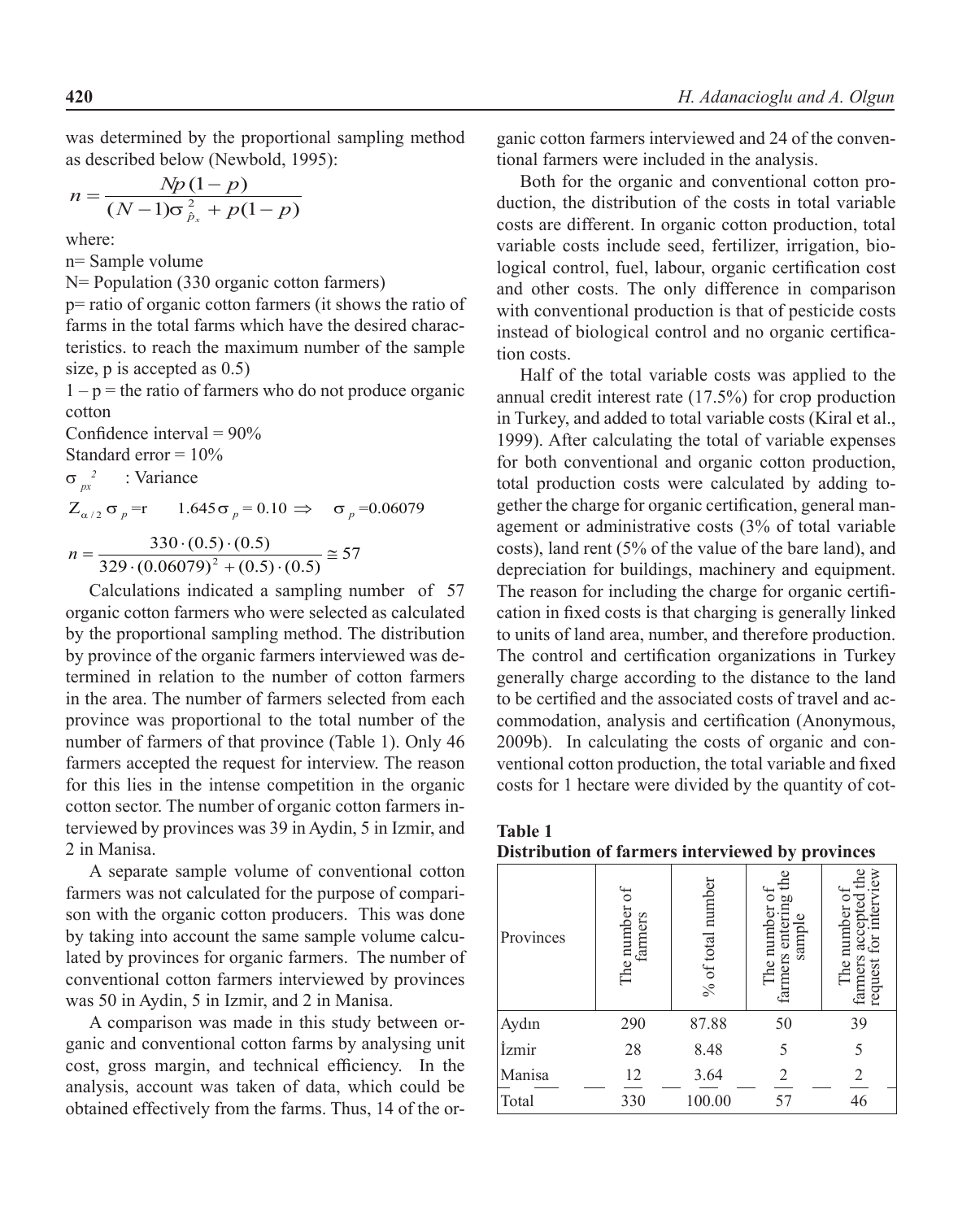was determined by the proportional sampling method as described below (Newbold, 1995):

$$n = \frac{Np(1-p)}{(N-1)\sigma^2_{\hat{p}_x} + p(1-p)}$$

where:

n= Sample volume

N= Population (330 organic cotton farmers)

p= ratio of organic cotton farmers (it shows the ratio of farms in the total farms which have the desired characteristics. to reach the maximum number of the sample size, p is accepted as 0.5)

1 – p = the ratio of farmers who do not produce organic cotton

Confidence interval = 90%

Standard error = 10%

$\sigma^2_{px}$ : Variance

$Z_{\alpha/2}\,\sigma_p = \text{r} \qquad 1.645\sigma_p = 0.10 \Rightarrow \quad \sigma_p = 0.06079$

$$n = \frac{330 \cdot (0.5) \cdot (0.5)}{329 \cdot (0.06079)^2 + (0.5) \cdot (0.5)} \cong 57$$

Calculations indicated a sampling number of 57 organic cotton farmers who were selected as calculated by the proportional sampling method. The distribution by province of the organic farmers interviewed was determined in relation to the number of cotton farmers in the area. The number of farmers selected from each province was proportional to the total number of the number of farmers of that province (Table 1). Only 46 farmers accepted the request for interview. The reason for this lies in the intense competition in the organic cotton sector. The number of organic cotton farmers interviewed by provinces was 39 in Aydin, 5 in Izmir, and 2 in Manisa.

A separate sample volume of conventional cotton farmers was not calculated for the purpose of comparison with the organic cotton producers. This was done by taking into account the same sample volume calculated by provinces for organic farmers. The number of conventional cotton farmers interviewed by provinces was 50 in Aydin, 5 in Izmir, and 2 in Manisa.

A comparison was made in this study between organic and conventional cotton farms by analysing unit cost, gross margin, and technical efficiency. In the analysis, account was taken of data, which could be obtained effectively from the farms. Thus, 14 of the organic cotton farmers interviewed and 24 of the conventional farmers were included in the analysis.

Both for the organic and conventional cotton production, the distribution of the costs in total variable costs are different. In organic cotton production, total variable costs include seed, fertilizer, irrigation, biological control, fuel, labour, organic certification cost and other costs. The only difference in comparison with conventional production is that of pesticide costs instead of biological control and no organic certification costs.

Half of the total variable costs was applied to the annual credit interest rate (17.5%) for crop production in Turkey, and added to total variable costs (Kiral et al., 1999). After calculating the total of variable expenses for both conventional and organic cotton production, total production costs were calculated by adding together the charge for organic certification, general management or administrative costs (3% of total variable costs), land rent (5% of the value of the bare land), and depreciation for buildings, machinery and equipment. The reason for including the charge for organic certification in fixed costs is that charging is generally linked to units of land area, number, and therefore production. The control and certification organizations in Turkey generally charge according to the distance to the land to be certified and the associated costs of travel and accommodation, analysis and certification (Anonymous, 2009b). In calculating the costs of organic and conventional cotton production, the total variable and fixed costs for 1 hectare were divided by the quantity of cot-

**Table 1**
**Distribution of farmers interviewed by provinces**

| Provinces | The number of farmers | % of total number | The number of farmers entering the sample | The number of farmers accepted the request for interview |
|---|---|---|---|---|
| Aydın | 290 | 87.88 | 50 | 39 |
| İzmir | 28 | 8.48 | 5 | 5 |
| Manisa | 12 | 3.64 | 2 | 2 |
| Total | 330 | 100.00 | 57 | 46 |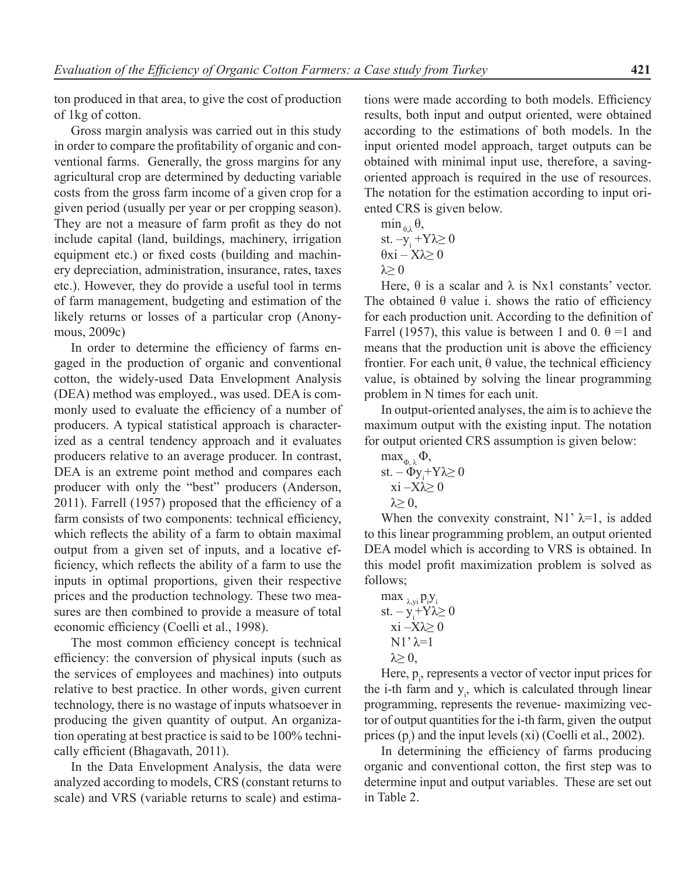ton produced in that area, to give the cost of production of 1kg of cotton.

Gross margin analysis was carried out in this study in order to compare the profitability of organic and conventional farms. Generally, the gross margins for any agricultural crop are determined by deducting variable costs from the gross farm income of a given crop for a given period (usually per year or per cropping season). They are not a measure of farm profit as they do not include capital (land, buildings, machinery, irrigation equipment etc.) or fixed costs (building and machinery depreciation, administration, insurance, rates, taxes etc.). However, they do provide a useful tool in terms of farm management, budgeting and estimation of the likely returns or losses of a particular crop (Anonymous, 2009c)

In order to determine the efficiency of farms engaged in the production of organic and conventional cotton, the widely-used Data Envelopment Analysis (DEA) method was employed., was used. DEA is commonly used to evaluate the efficiency of a number of producers. A typical statistical approach is characterized as a central tendency approach and it evaluates producers relative to an average producer. In contrast, DEA is an extreme point method and compares each producer with only the "best" producers (Anderson, 2011). Farrell (1957) proposed that the efficiency of a farm consists of two components: technical efficiency, which reflects the ability of a farm to obtain maximal output from a given set of inputs, and a locative efficiency, which reflects the ability of a farm to use the inputs in optimal proportions, given their respective prices and the production technology. These two measures are then combined to provide a measure of total economic efficiency (Coelli et al., 1998).

The most common efficiency concept is technical efficiency: the conversion of physical inputs (such as the services of employees and machines) into outputs relative to best practice. In other words, given current technology, there is no wastage of inputs whatsoever in producing the given quantity of output. An organization operating at best practice is said to be 100% technically efficient (Bhagavath, 2011).

In the Data Envelopment Analysis, the data were analyzed according to models, CRS (constant returns to scale) and VRS (variable returns to scale) and estimations were made according to both models. Efficiency results, both input and output oriented, were obtained according to the estimations of both models. In the input oriented model approach, target outputs can be obtained with minimal input use, therefore, a saving-oriented approach is required in the use of resources. The notation for the estimation according to input oriented CRS is given below.

$$\min_{\theta,\lambda} \theta,$$
$$\text{st. } -y_i + Y\lambda \geq 0$$
$$\theta x_i - X\lambda \geq 0$$
$$\lambda \geq 0$$

Here, $\theta$ is a scalar and $\lambda$ is Nx1 constants' vector. The obtained $\theta$ value i. shows the ratio of efficiency for each production unit. According to the definition of Farrel (1957), this value is between 1 and 0. $\theta = 1$ and means that the production unit is above the efficiency frontier. For each unit, $\theta$ value, the technical efficiency value, is obtained by solving the linear programming problem in N times for each unit.

In output-oriented analyses, the aim is to achieve the maximum output with the existing input. The notation for output oriented CRS assumption is given below:

$$\max_{\Phi,\lambda} \Phi,$$
$$\text{st. } -\Phi y_i + Y\lambda \geq 0$$
$$x_i - X\lambda \geq 0$$
$$\lambda \geq 0,$$

When the convexity constraint, $N1'\lambda = 1$, is added to this linear programming problem, an output oriented DEA model which is according to VRS is obtained. In this model profit maximization problem is solved as follows;

$$\max_{\lambda, y_i} p_i y_i$$
$$\text{st. } -y_i + Y\lambda \geq 0$$
$$x_i - X\lambda \geq 0$$
$$N1'\lambda = 1$$
$$\lambda \geq 0,$$

Here, $p_i$, represents a vector of vector input prices for the i-th farm and $y_i$, which is calculated through linear programming, represents the revenue- maximizing vector of output quantities for the i-th farm, given the output prices ($p_i$) and the input levels ($x_i$) (Coelli et al., 2002).

In determining the efficiency of farms producing organic and conventional cotton, the first step was to determine input and output variables. These are set out in Table 2.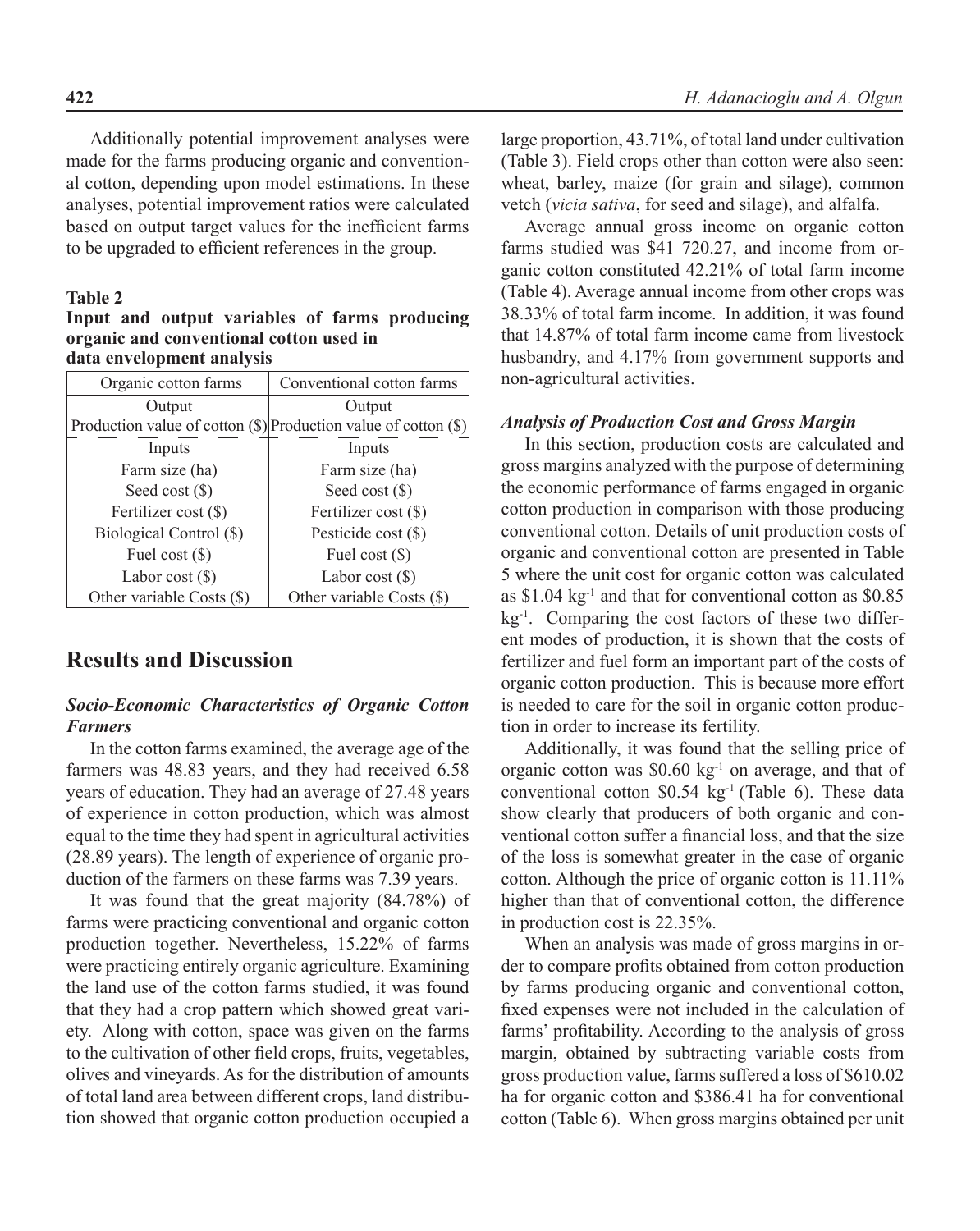Additionally potential improvement analyses were made for the farms producing organic and conventional cotton, depending upon model estimations. In these analyses, potential improvement ratios were calculated based on output target values for the inefficient farms to be upgraded to efficient references in the group.

**Table 2**
**Input and output variables of farms producing organic and conventional cotton used in data envelopment analysis**

| Organic cotton farms | Conventional cotton farms |
|---|---|
| Output | Output |
| Production value of cotton ($) | Production value of cotton ($) |
| Inputs | Inputs |
| Farm size (ha) | Farm size (ha) |
| Seed cost ($) | Seed cost ($) |
| Fertilizer cost ($) | Fertilizer cost ($) |
| Biological Control ($) | Pesticide cost ($) |
| Fuel cost ($) | Fuel cost ($) |
| Labor cost ($) | Labor cost ($) |
| Other variable Costs ($) | Other variable Costs ($) |

## Results and Discussion

### *Socio-Economic Characteristics of Organic Cotton Farmers*

In the cotton farms examined, the average age of the farmers was 48.83 years, and they had received 6.58 years of education. They had an average of 27.48 years of experience in cotton production, which was almost equal to the time they had spent in agricultural activities (28.89 years). The length of experience of organic production of the farmers on these farms was 7.39 years.

It was found that the great majority (84.78%) of farms were practicing conventional and organic cotton production together. Nevertheless, 15.22% of farms were practicing entirely organic agriculture. Examining the land use of the cotton farms studied, it was found that they had a crop pattern which showed great variety. Along with cotton, space was given on the farms to the cultivation of other field crops, fruits, vegetables, olives and vineyards. As for the distribution of amounts of total land area between different crops, land distribution showed that organic cotton production occupied a large proportion, 43.71%, of total land under cultivation (Table 3). Field crops other than cotton were also seen: wheat, barley, maize (for grain and silage), common vetch (*vicia sativa*, for seed and silage), and alfalfa.

Average annual gross income on organic cotton farms studied was $41 720.27, and income from organic cotton constituted 42.21% of total farm income (Table 4). Average annual income from other crops was 38.33% of total farm income. In addition, it was found that 14.87% of total farm income came from livestock husbandry, and 4.17% from government supports and non-agricultural activities.

### *Analysis of Production Cost and Gross Margin*

In this section, production costs are calculated and gross margins analyzed with the purpose of determining the economic performance of farms engaged in organic cotton production in comparison with those producing conventional cotton. Details of unit production costs of organic and conventional cotton are presented in Table 5 where the unit cost for organic cotton was calculated as $1.04 kg$^{-1}$ and that for conventional cotton as $0.85 kg$^{-1}$. Comparing the cost factors of these two different modes of production, it is shown that the costs of fertilizer and fuel form an important part of the costs of organic cotton production. This is because more effort is needed to care for the soil in organic cotton production in order to increase its fertility.

Additionally, it was found that the selling price of organic cotton was $0.60 kg$^{-1}$ on average, and that of conventional cotton $0.54 kg$^{-1}$ (Table 6). These data show clearly that producers of both organic and conventional cotton suffer a financial loss, and that the size of the loss is somewhat greater in the case of organic cotton. Although the price of organic cotton is 11.11% higher than that of conventional cotton, the difference in production cost is 22.35%.

When an analysis was made of gross margins in order to compare profits obtained from cotton production by farms producing organic and conventional cotton, fixed expenses were not included in the calculation of farms' profitability. According to the analysis of gross margin, obtained by subtracting variable costs from gross production value, farms suffered a loss of $610.02 ha for organic cotton and $386.41 ha for conventional cotton (Table 6). When gross margins obtained per unit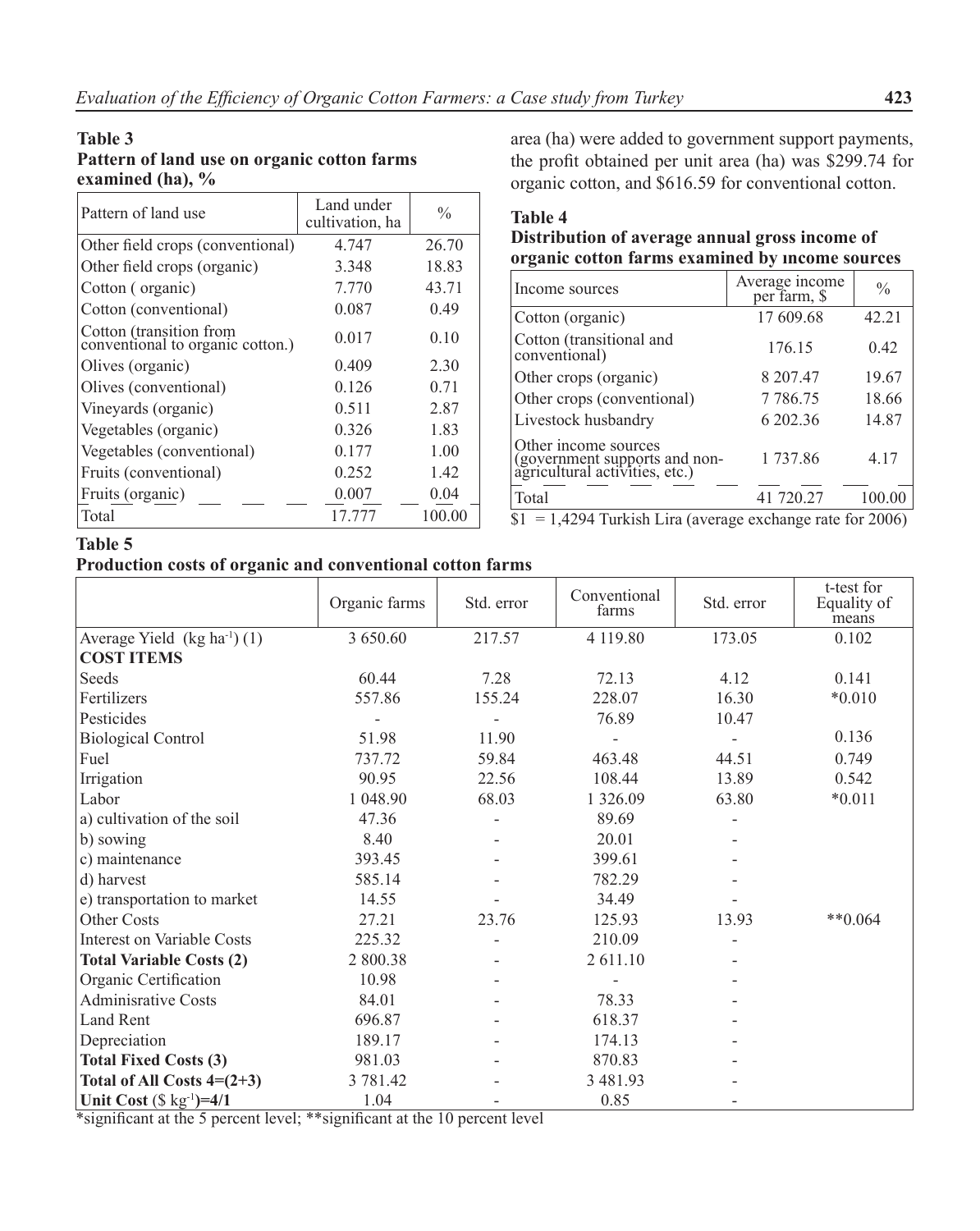**Table 3**
**Pattern of land use on organic cotton farms examined (ha), %**

| Pattern of land use | Land under cultivation, ha | % |
|---|---|---|
| Other field crops (conventional) | 4.747 | 26.70 |
| Other field crops (organic) | 3.348 | 18.83 |
| Cotton ( organic) | 7.770 | 43.71 |
| Cotton (conventional) | 0.087 | 0.49 |
| Cotton (transition from conventional to organic cotton.) | 0.017 | 0.10 |
| Olives (organic) | 0.409 | 2.30 |
| Olives (conventional) | 0.126 | 0.71 |
| Vineyards (organic) | 0.511 | 2.87 |
| Vegetables (organic) | 0.326 | 1.83 |
| Vegetables (conventional) | 0.177 | 1.00 |
| Fruits (conventional) | 0.252 | 1.42 |
| Fruits (organic) | 0.007 | 0.04 |
| Total | 17.777 | 100.00 |

area (ha) were added to government support payments, the profit obtained per unit area (ha) was $299.74 for organic cotton, and $616.59 for conventional cotton.

**Table 4**
**Distribution of average annual gross income of organic cotton farms examined by ıncome sources**

| Income sources | Average income per farm, $ | % |
|---|---|---|
| Cotton (organic) | 17 609.68 | 42.21 |
| Cotton (transitional and conventional) | 176.15 | 0.42 |
| Other crops (organic) | 8 207.47 | 19.67 |
| Other crops (conventional) | 7 786.75 | 18.66 |
| Livestock husbandry | 6 202.36 | 14.87 |
| Other income sources (government supports and non-agricultural activities, etc.) | 1 737.86 | 4.17 |
| Total | 41 720.27 | 100.00 |

$1 = 1,4294 Turkish Lira (average exchange rate for 2006)

**Table 5**
**Production costs of organic and conventional cotton farms**

| | Organic farms | Std. error | Conventional farms | Std. error | t-test for Equality of means |
|---|---|---|---|---|---|
| Average Yield (kg ha$^{-1}$) (1) | 3 650.60 | 217.57 | 4 119.80 | 173.05 | 0.102 |
| **COST ITEMS** | | | | | |
| Seeds | 60.44 | 7.28 | 72.13 | 4.12 | 0.141 |
| Fertilizers | 557.86 | 155.24 | 228.07 | 16.30 | *0.010 |
| Pesticides | - | - | 76.89 | 10.47 | |
| Biological Control | 51.98 | 11.90 | - | - | 0.136 |
| Fuel | 737.72 | 59.84 | 463.48 | 44.51 | 0.749 |
| Irrigation | 90.95 | 22.56 | 108.44 | 13.89 | 0.542 |
| Labor | 1 048.90 | 68.03 | 1 326.09 | 63.80 | *0.011 |
| a) cultivation of the soil | 47.36 | - | 89.69 | - | |
| b) sowing | 8.40 | - | 20.01 | - | |
| c) maintenance | 393.45 | - | 399.61 | - | |
| d) harvest | 585.14 | - | 782.29 | - | |
| e) transportation to market | 14.55 | - | 34.49 | - | |
| Other Costs | 27.21 | 23.76 | 125.93 | 13.93 | **0.064 |
| Interest on Variable Costs | 225.32 | - | 210.09 | - | |
| **Total Variable Costs (2)** | 2 800.38 | - | 2 611.10 | - | |
| Organic Certification | 10.98 | - | - | - | |
| Adminisrative Costs | 84.01 | - | 78.33 | - | |
| Land Rent | 696.87 | - | 618.37 | - | |
| Depreciation | 189.17 | - | 174.13 | - | |
| **Total Fixed Costs (3)** | 981.03 | - | 870.83 | - | |
| **Total of All Costs 4=(2+3)** | 3 781.42 | - | 3 481.93 | - | |
| **Unit Cost** ($ kg$^{-1}$)**=4/1** | 1.04 | - | 0.85 | - | |

*significant at the 5 percent level; **significant at the 10 percent level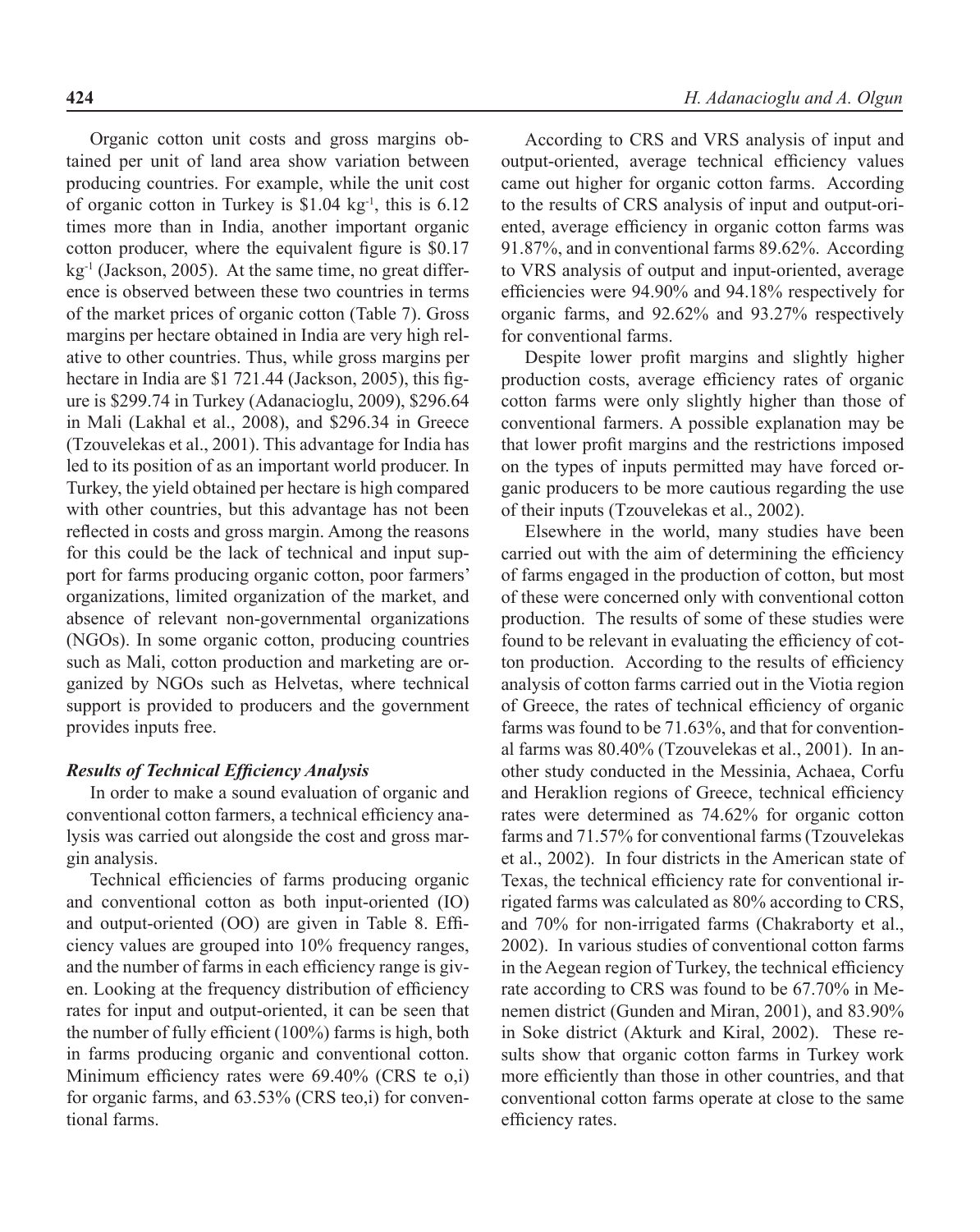Organic cotton unit costs and gross margins obtained per unit of land area show variation between producing countries. For example, while the unit cost of organic cotton in Turkey is \$1.04 kg$^{-1}$, this is 6.12 times more than in India, another important organic cotton producer, where the equivalent figure is \$0.17 kg$^{-1}$ (Jackson, 2005). At the same time, no great difference is observed between these two countries in terms of the market prices of organic cotton (Table 7). Gross margins per hectare obtained in India are very high relative to other countries. Thus, while gross margins per hectare in India are \$1 721.44 (Jackson, 2005), this figure is \$299.74 in Turkey (Adanacioglu, 2009), \$296.64 in Mali (Lakhal et al., 2008), and \$296.34 in Greece (Tzouvelekas et al., 2001). This advantage for India has led to its position as an important world producer. In Turkey, the yield obtained per hectare is high compared with other countries, but this advantage has not been reflected in costs and gross margin. Among the reasons for this could be the lack of technical and input support for farms producing organic cotton, poor farmers' organizations, limited organization of the market, and absence of relevant non-governmental organizations (NGOs). In some organic cotton, producing countries such as Mali, cotton production and marketing are organized by NGOs such as Helvetas, where technical support is provided to producers and the government provides inputs free.

### *Results of Technical Efficiency Analysis*

In order to make a sound evaluation of organic and conventional cotton farmers, a technical efficiency analysis was carried out alongside the cost and gross margin analysis.

Technical efficiencies of farms producing organic and conventional cotton as both input-oriented (IO) and output-oriented (OO) are given in Table 8. Efficiency values are grouped into 10% frequency ranges, and the number of farms in each efficiency range is given. Looking at the frequency distribution of efficiency rates for input and output-oriented, it can be seen that the number of fully efficient (100%) farms is high, both in farms producing organic and conventional cotton. Minimum efficiency rates were 69.40% (CRS te o,i) for organic farms, and 63.53% (CRS teo,i) for conventional farms.

According to CRS and VRS analysis of input and output-oriented, average technical efficiency values came out higher for organic cotton farms. According to the results of CRS analysis of input and output-oriented, average efficiency in organic cotton farms was 91.87%, and in conventional farms 89.62%. According to VRS analysis of output and input-oriented, average efficiencies were 94.90% and 94.18% respectively for organic farms, and 92.62% and 93.27% respectively for conventional farms.

Despite lower profit margins and slightly higher production costs, average efficiency rates of organic cotton farms were only slightly higher than those of conventional farmers. A possible explanation may be that lower profit margins and the restrictions imposed on the types of inputs permitted may have forced organic producers to be more cautious regarding the use of their inputs (Tzouvelekas et al., 2002).

Elsewhere in the world, many studies have been carried out with the aim of determining the efficiency of farms engaged in the production of cotton, but most of these were concerned only with conventional cotton production. The results of some of these studies were found to be relevant in evaluating the efficiency of cotton production. According to the results of efficiency analysis of cotton farms carried out in the Viotia region of Greece, the rates of technical efficiency of organic farms was found to be 71.63%, and that for conventional farms was 80.40% (Tzouvelekas et al., 2001). In another study conducted in the Messinia, Achaea, Corfu and Heraklion regions of Greece, technical efficiency rates were determined as 74.62% for organic cotton farms and 71.57% for conventional farms (Tzouvelekas et al., 2002). In four districts in the American state of Texas, the technical efficiency rate for conventional irrigated farms was calculated as 80% according to CRS, and 70% for non-irrigated farms (Chakraborty et al., 2002). In various studies of conventional cotton farms in the Aegean region of Turkey, the technical efficiency rate according to CRS was found to be 67.70% in Menemen district (Gunden and Miran, 2001), and 83.90% in Soke district (Akturk and Kiral, 2002). These results show that organic cotton farms in Turkey work more efficiently than those in other countries, and that conventional cotton farms operate at close to the same efficiency rates.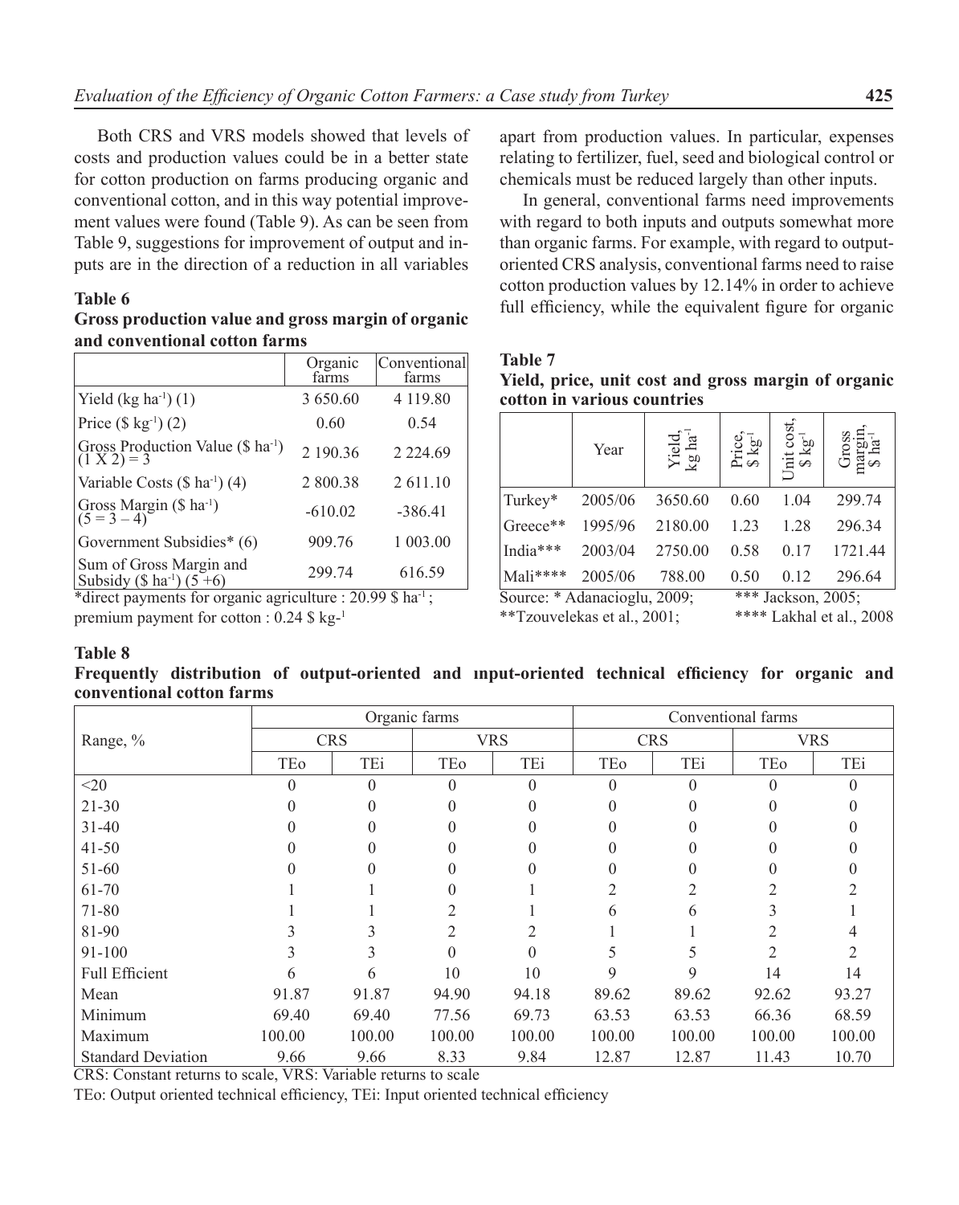Both CRS and VRS models showed that levels of costs and production values could be in a better state for cotton production on farms producing organic and conventional cotton, and in this way potential improvement values were found (Table 9). As can be seen from Table 9, suggestions for improvement of output and inputs are in the direction of a reduction in all variables apart from production values. In particular, expenses relating to fertilizer, fuel, seed and biological control or chemicals must be reduced largely than other inputs.

In general, conventional farms need improvements with regard to both inputs and outputs somewhat more than organic farms. For example, with regard to output-oriented CRS analysis, conventional farms need to raise cotton production values by 12.14% in order to achieve full efficiency, while the equivalent figure for organic

**Table 6**
**Gross production value and gross margin of organic and conventional cotton farms**

| | Organic farms | Conventional farms |
|---|---|---|
| Yield (kg ha$^{-1}$) (1) | 3 650.60 | 4 119.80 |
| Price (\$ kg$^{-1}$) (2) | 0.60 | 0.54 |
| Gross Production Value (\$ ha$^{-1}$) (1 X 2) = 3 | 2 190.36 | 2 224.69 |
| Variable Costs (\$ ha$^{-1}$) (4) | 2 800.38 | 2 611.10 |
| Gross Margin (\$ ha$^{-1}$) (5 = 3 – 4) | -610.02 | -386.41 |
| Government Subsidies* (6) | 909.76 | 1 003.00 |
| Sum of Gross Margin and Subsidy (\$ ha$^{-1}$) (5 +6) | 299.74 | 616.59 |

*direct payments for organic agriculture : 20.99 \$ ha$^{-1}$ ; premium payment for cotton : 0.24 \$ kg$^{-1}$

**Table 7**
**Yield, price, unit cost and gross margin of organic cotton in various countries**

| | Year | Yield, kg ha$^{-1}$ | Price, \$ kg$^{-1}$ | Unit cost, \$ kg$^{-1}$ | Gross margin, \$ ha$^{-1}$ |
|---|---|---|---|---|---|
| Turkey* | 2005/06 | 3650.60 | 0.60 | 1.04 | 299.74 |
| Greece** | 1995/96 | 2180.00 | 1.23 | 1.28 | 296.34 |
| India*** | 2003/04 | 2750.00 | 0.58 | 0.17 | 1721.44 |
| Mali**** | 2005/06 | 788.00 | 0.50 | 0.12 | 296.64 |

Source: * Adanacioglu, 2009; *** Jackson, 2005; **Tzouvelekas et al., 2001; **** Lakhal et al., 2008

**Table 8**
**Frequently distribution of output-oriented and ınput-oriented technical efficiency for organic and conventional cotton farms**

| Range, % | Organic farms | | | | Conventional farms | | | |
|---|---|---|---|---|---|---|---|---|
| | CRS | | VRS | | CRS | | VRS | |
| | TEo | TEi | TEo | TEi | TEo | TEi | TEo | TEi |
| <20 | 0 | 0 | 0 | 0 | 0 | 0 | 0 | 0 |
| 21-30 | 0 | 0 | 0 | 0 | 0 | 0 | 0 | 0 |
| 31-40 | 0 | 0 | 0 | 0 | 0 | 0 | 0 | 0 |
| 41-50 | 0 | 0 | 0 | 0 | 0 | 0 | 0 | 0 |
| 51-60 | 0 | 0 | 0 | 0 | 0 | 0 | 0 | 0 |
| 61-70 | 1 | 1 | 0 | 1 | 2 | 2 | 2 | 2 |
| 71-80 | 1 | 1 | 2 | 1 | 6 | 6 | 3 | 1 |
| 81-90 | 3 | 3 | 2 | 2 | 1 | 1 | 2 | 4 |
| 91-100 | 3 | 3 | 0 | 0 | 5 | 5 | 2 | 2 |
| Full Efficient | 6 | 6 | 10 | 10 | 9 | 9 | 14 | 14 |
| Mean | 91.87 | 91.87 | 94.90 | 94.18 | 89.62 | 89.62 | 92.62 | 93.27 |
| Minimum | 69.40 | 69.40 | 77.56 | 69.73 | 63.53 | 63.53 | 66.36 | 68.59 |
| Maximum | 100.00 | 100.00 | 100.00 | 100.00 | 100.00 | 100.00 | 100.00 | 100.00 |
| Standard Deviation | 9.66 | 9.66 | 8.33 | 9.84 | 12.87 | 12.87 | 11.43 | 10.70 |

CRS: Constant returns to scale, VRS: Variable returns to scale

TEo: Output oriented technical efficiency, TEi: Input oriented technical efficiency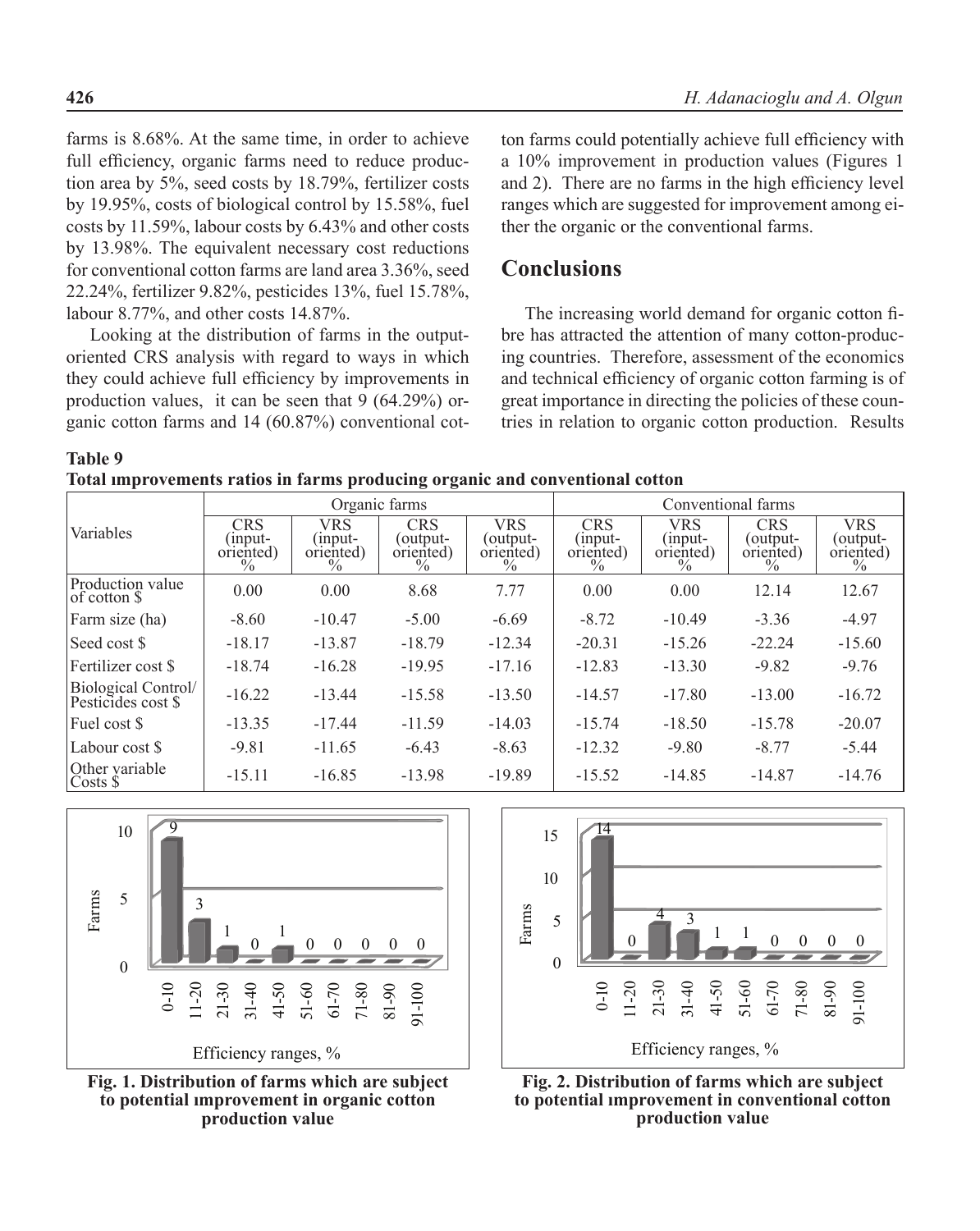farms is 8.68%. At the same time, in order to achieve full efficiency, organic farms need to reduce production area by 5%, seed costs by 18.79%, fertilizer costs by 19.95%, costs of biological control by 15.58%, fuel costs by 11.59%, labour costs by 6.43% and other costs by 13.98%. The equivalent necessary cost reductions for conventional cotton farms are land area 3.36%, seed 22.24%, fertilizer 9.82%, pesticides 13%, fuel 15.78%, labour 8.77%, and other costs 14.87%.

Looking at the distribution of farms in the output-oriented CRS analysis with regard to ways in which they could achieve full efficiency by improvements in production values, it can be seen that 9 (64.29%) organic cotton farms and 14 (60.87%) conventional cotton farms could potentially achieve full efficiency with a 10% improvement in production values (Figures 1 and 2). There are no farms in the high efficiency level ranges which are suggested for improvement among either the organic or the conventional farms.

## Conclusions

The increasing world demand for organic cotton fibre has attracted the attention of many cotton-producing countries. Therefore, assessment of the economics and technical efficiency of organic cotton farming is of great importance in directing the policies of these countries in relation to organic cotton production. Results

**Table 9**
**Total ımprovements ratios in farms producing organic and conventional cotton**

| Variables | Organic farms | | | | Conventional farms | | | |
|---|---|---|---|---|---|---|---|---|
| | CRS (input-oriented) % | VRS (input-oriented) % | CRS (output-oriented) % | VRS (output-oriented) % | CRS (input-oriented) % | VRS (input-oriented) % | CRS (output-oriented) % | VRS (output-oriented) % |
| Production value of cotton $ | 0.00 | 0.00 | 8.68 | 7.77 | 0.00 | 0.00 | 12.14 | 12.67 |
| Farm size (ha) | -8.60 | -10.47 | -5.00 | -6.69 | -8.72 | -10.49 | -3.36 | -4.97 |
| Seed cost $ | -18.17 | -13.87 | -18.79 | -12.34 | -20.31 | -15.26 | -22.24 | -15.60 |
| Fertilizer cost $ | -18.74 | -16.28 | -19.95 | -17.16 | -12.83 | -13.30 | -9.82 | -9.76 |
| Biological Control/ Pesticides cost $ | -16.22 | -13.44 | -15.58 | -13.50 | -14.57 | -17.80 | -13.00 | -16.72 |
| Fuel cost $ | -13.35 | -17.44 | -11.59 | -14.03 | -15.74 | -18.50 | -15.78 | -20.07 |
| Labour cost $ | -9.81 | -11.65 | -6.43 | -8.63 | -12.32 | -9.80 | -8.77 | -5.44 |
| Other variable Costs $ | -15.11 | -16.85 | -13.98 | -19.89 | -15.52 | -14.85 | -14.87 | -14.76 |

**Fig. 1. Distribution of farms which are subject to potential ımprovement in organic cotton production value**

**Fig. 2. Distribution of farms which are subject to potential ımprovement in conventional cotton production value**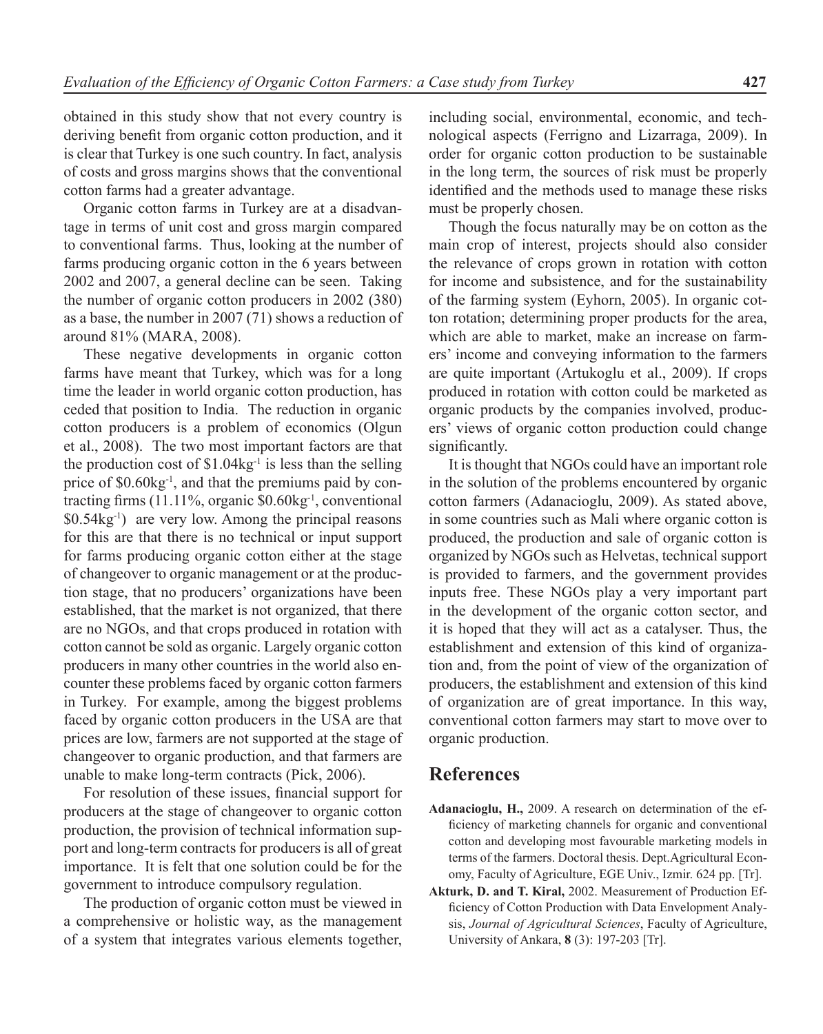obtained in this study show that not every country is deriving benefit from organic cotton production, and it is clear that Turkey is one such country. In fact, analysis of costs and gross margins shows that the conventional cotton farms had a greater advantage.

Organic cotton farms in Turkey are at a disadvantage in terms of unit cost and gross margin compared to conventional farms. Thus, looking at the number of farms producing organic cotton in the 6 years between 2002 and 2007, a general decline can be seen. Taking the number of organic cotton producers in 2002 (380) as a base, the number in 2007 (71) shows a reduction of around 81% (MARA, 2008).

These negative developments in organic cotton farms have meant that Turkey, which was for a long time the leader in world organic cotton production, has ceded that position to India. The reduction in organic cotton producers is a problem of economics (Olgun et al., 2008). The two most important factors are that the production cost of $\$1.04kg^{-1}$ is less than the selling price of $\$0.60kg^{-1}$, and that the premiums paid by contracting firms (11.11%, organic $\$0.60kg^{-1}$, conventional $\$0.54kg^{-1}$) are very low. Among the principal reasons for this are that there is no technical or input support for farms producing organic cotton either at the stage of changeover to organic management or at the production stage, that no producers' organizations have been established, that the market is not organized, that there are no NGOs, and that crops produced in rotation with cotton cannot be sold as organic. Largely organic cotton producers in many other countries in the world also encounter these problems faced by organic cotton farmers in Turkey. For example, among the biggest problems faced by organic cotton producers in the USA are that prices are low, farmers are not supported at the stage of changeover to organic production, and that farmers are unable to make long-term contracts (Pick, 2006).

For resolution of these issues, financial support for producers at the stage of changeover to organic cotton production, the provision of technical information support and long-term contracts for producers is all of great importance. It is felt that one solution could be for the government to introduce compulsory regulation.

The production of organic cotton must be viewed in a comprehensive or holistic way, as the management of a system that integrates various elements together, including social, environmental, economic, and technological aspects (Ferrigno and Lizarraga, 2009). In order for organic cotton production to be sustainable in the long term, the sources of risk must be properly identified and the methods used to manage these risks must be properly chosen.

Though the focus naturally may be on cotton as the main crop of interest, projects should also consider the relevance of crops grown in rotation with cotton for income and subsistence, and for the sustainability of the farming system (Eyhorn, 2005). In organic cotton rotation; determining proper products for the area, which are able to market, make an increase on farmers' income and conveying information to the farmers are quite important (Artukoglu et al., 2009). If crops produced in rotation with cotton could be marketed as organic products by the companies involved, producers' views of organic cotton production could change significantly.

It is thought that NGOs could have an important role in the solution of the problems encountered by organic cotton farmers (Adanacioglu, 2009). As stated above, in some countries such as Mali where organic cotton is produced, the production and sale of organic cotton is organized by NGOs such as Helvetas, technical support is provided to farmers, and the government provides inputs free. These NGOs play a very important part in the development of the organic cotton sector, and it is hoped that they will act as a catalyser. Thus, the establishment and extension of this kind of organization and, from the point of view of the organization of producers, the establishment and extension of this kind of organization are of great importance. In this way, conventional cotton farmers may start to move over to organic production.

## References

**Adanacioglu, H.,** 2009. A research on determination of the efficiency of marketing channels for organic and conventional cotton and developing most favourable marketing models in terms of the farmers. Doctoral thesis. Dept.Agricultural Economy, Faculty of Agriculture, EGE Univ., Izmir. 624 pp. [Tr].

**Akturk, D. and T. Kiral,** 2002. Measurement of Production Efficiency of Cotton Production with Data Envelopment Analysis, *Journal of Agricultural Sciences*, Faculty of Agriculture, University of Ankara, **8** (3): 197-203 [Tr].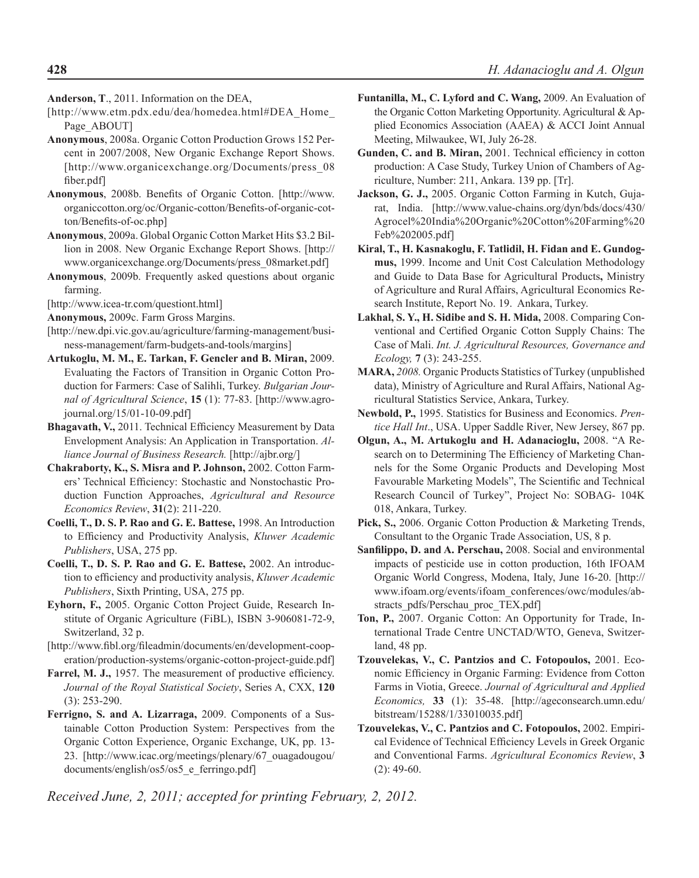**Anderson, T**., 2011. Information on the DEA,

[http://www.etm.pdx.edu/dea/homedea.html#DEA_Home_Page_ABOUT]

**Anonymous**, 2008a. Organic Cotton Production Grows 152 Percent in 2007/2008, New Organic Exchange Report Shows. [http://www.organicexchange.org/Documents/press_08fiber.pdf]

**Anonymous**, 2008b. Benefits of Organic Cotton. [http://www.organiccotton.org/oc/Organic-cotton/Benefits-of-organic-cotton/Benefits-of-oc.php]

**Anonymous**, 2009a. Global Organic Cotton Market Hits $3.2 Billion in 2008. New Organic Exchange Report Shows. [http://www.organicexchange.org/Documents/press_08market.pdf]

**Anonymous**, 2009b. Frequently asked questions about organic farming.

[http://www.icea-tr.com/questiont.html]

**Anonymous,** 2009c. Farm Gross Margins.

[http://new.dpi.vic.gov.au/agriculture/farming-management/business-management/farm-budgets-and-tools/margins]

**Artukoglu, M. M., E. Tarkan, F. Gencler and B. Miran,** 2009. Evaluating the Factors of Transition in Organic Cotton Production for Farmers: Case of Salihli, Turkey. *Bulgarian Journal of Agricultural Science*, **15** (1): 77-83. [http://www.agrojournal.org/15/01-10-09.pdf]

**Bhagavath, V.,** 2011. Technical Efficiency Measurement by Data Envelopment Analysis: An Application in Transportation. *Alliance Journal of Business Research.* [http://ajbr.org/]

**Chakraborty, K., S. Misra and P. Johnson,** 2002. Cotton Farmers' Technical Efficiency: Stochastic and Nonstochastic Production Function Approaches, *Agricultural and Resource Economics Review*, **31**(2): 211-220.

**Coelli, T., D. S. P. Rao and G. E. Battese,** 1998. An Introduction to Efficiency and Productivity Analysis, *Kluwer Academic Publishers*, USA, 275 pp.

**Coelli, T., D. S. P. Rao and G. E. Battese,** 2002. An introduction to efficiency and productivity analysis, *Kluwer Academic Publishers*, Sixth Printing, USA, 275 pp.

**Eyhorn, F.,** 2005. Organic Cotton Project Guide, Research Institute of Organic Agriculture (FiBL), ISBN 3-906081-72-9, Switzerland, 32 p.

[http://www.fibl.org/fileadmin/documents/en/development-cooperation/production-systems/organic-cotton-project-guide.pdf]

**Farrel, M. J.,** 1957. The measurement of productive efficiency. *Journal of the Royal Statistical Society*, Series A, CXX, **120** (3): 253-290.

**Ferrigno, S. and A. Lizarraga,** 2009. Components of a Sustainable Cotton Production System: Perspectives from the Organic Cotton Experience, Organic Exchange, UK, pp. 13-23. [http://www.icac.org/meetings/plenary/67_ouagadougou/documents/english/os5/os5_e_ferringo.pdf]

**Funtanilla, M., C. Lyford and C. Wang,** 2009. An Evaluation of the Organic Cotton Marketing Opportunity. Agricultural & Applied Economics Association (AAEA) & ACCI Joint Annual Meeting, Milwaukee, WI, July 26-28.

**Gunden, C. and B. Miran,** 2001. Technical efficiency in cotton production: A Case Study, Turkey Union of Chambers of Agriculture, Number: 211, Ankara. 139 pp. [Tr].

**Jackson, G. J.,** 2005. Organic Cotton Farming in Kutch, Gujarat, India. [http://www.value-chains.org/dyn/bds/docs/430/Agrocel%20India%20Organic%20Cotton%20Farming%20Feb%202005.pdf]

**Kiral, T., H. Kasnakoglu, F. Tatlidil, H. Fidan and E. Gundogmus,** 1999. Income and Unit Cost Calculation Methodology and Guide to Data Base for Agricultural Products**,** Ministry of Agriculture and Rural Affairs, Agricultural Economics Research Institute, Report No. 19. Ankara, Turkey.

**Lakhal, S. Y., H. Sidibe and S. H. Mida,** 2008. Comparing Conventional and Certified Organic Cotton Supply Chains: The Case of Mali. *Int. J. Agricultural Resources, Governance and Ecology,* **7** (3): 243-255.

**MARA,** *2008.* Organic Products Statistics of Turkey (unpublished data), Ministry of Agriculture and Rural Affairs, National Agricultural Statistics Service, Ankara, Turkey.

**Newbold, P.,** 1995. Statistics for Business and Economics. *Prentice Hall Int*., USA. Upper Saddle River, New Jersey, 867 pp.

**Olgun, A., M. Artukoglu and H. Adanacioglu,** 2008. "A Research on to Determining The Efficiency of Marketing Channels for the Some Organic Products and Developing Most Favourable Marketing Models", The Scientific and Technical Research Council of Turkey", Project No: SOBAG- 104K 018, Ankara, Turkey.

**Pick, S.,** 2006. Organic Cotton Production & Marketing Trends, Consultant to the Organic Trade Association, US, 8 p.

**Sanfilippo, D. and A. Perschau,** 2008. Social and environmental impacts of pesticide use in cotton production, 16th IFOAM Organic World Congress, Modena, Italy, June 16-20. [http://www.ifoam.org/events/ifoam_conferences/owc/modules/abstracts_pdfs/Perschau_proc_TEX.pdf]

**Ton, P.,** 2007. Organic Cotton: An Opportunity for Trade, International Trade Centre UNCTAD/WTO, Geneva, Switzerland, 48 pp.

**Tzouvelekas, V., C. Pantzios and C. Fotopoulos,** 2001. Economic Efficiency in Organic Farming: Evidence from Cotton Farms in Viotia, Greece. *Journal of Agricultural and Applied Economics,* **33** (1): 35-48. [http://ageconsearch.umn.edu/bitstream/15288/1/33010035.pdf]

**Tzouvelekas, V., C. Pantzios and C. Fotopoulos,** 2002. Empirical Evidence of Technical Efficiency Levels in Greek Organic and Conventional Farms. *Agricultural Economics Review*, **3** (2): 49-60.

*Received June, 2, 2011; accepted for printing February, 2, 2012.*